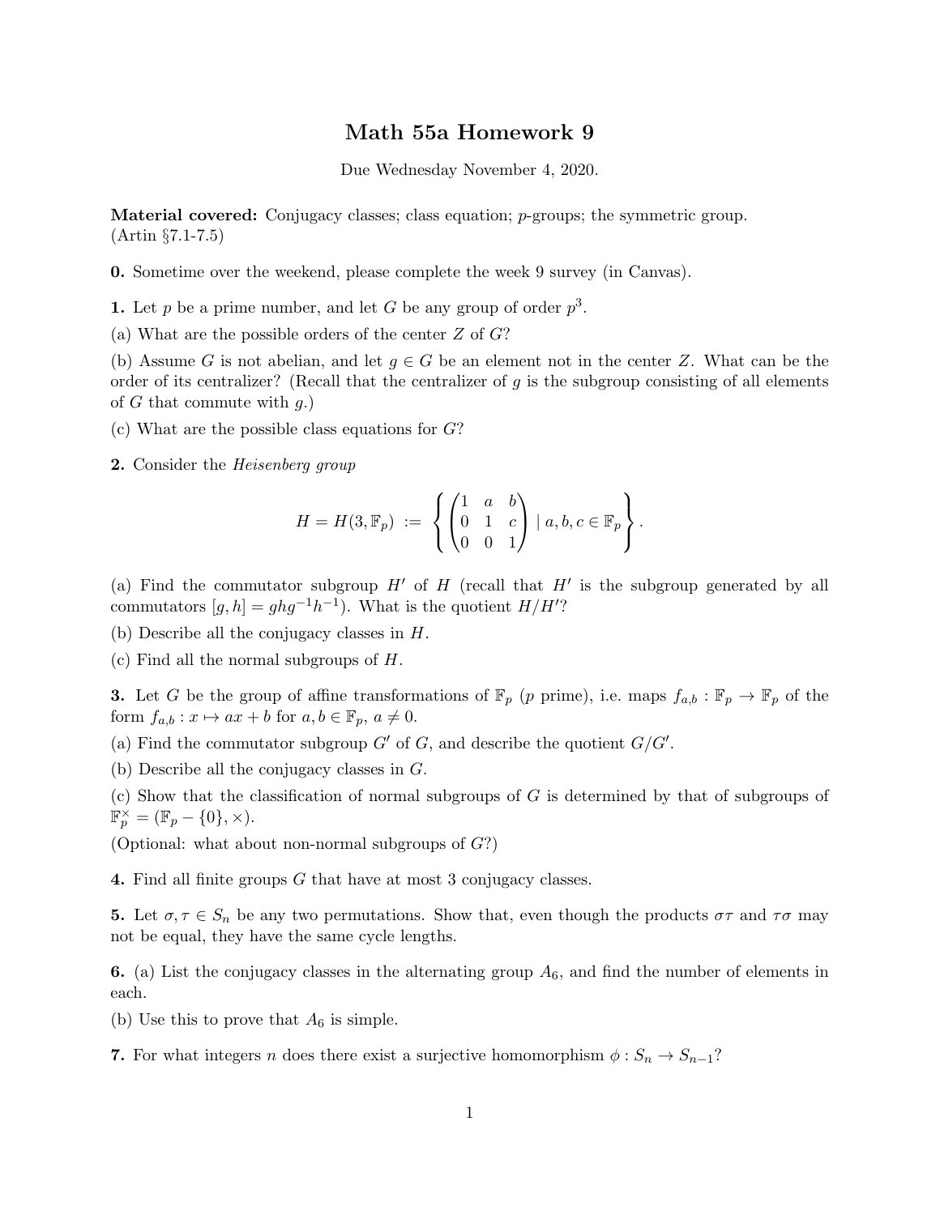# Math 55a Homework 9

Due Wednesday November 4, 2020.

**Material covered:** Conjugacy classes; class equation; $p$-groups; the symmetric group. (Artin §7.1-7.5)

**0.** Sometime over the weekend, please complete the week 9 survey (in Canvas).

**1.** Let $p$ be a prime number, and let $G$ be any group of order $p^3$.

(a) What are the possible orders of the center $Z$ of $G$?

(b) Assume $G$ is not abelian, and let $g \in G$ be an element not in the center $Z$. What can be the order of its centralizer? (Recall that the centralizer of $g$ is the subgroup consisting of all elements of $G$ that commute with $g$.)

(c) What are the possible class equations for $G$?

**2.** Consider the *Heisenberg group*

$$H = H(3, \mathbb{F}_p) := \left\{ \begin{pmatrix} 1 & a & b \\ 0 & 1 & c \\ 0 & 0 & 1 \end{pmatrix} \mid a, b, c \in \mathbb{F}_p \right\}.$$

(a) Find the commutator subgroup $H'$ of $H$ (recall that $H'$ is the subgroup generated by all commutators $[g, h] = ghg^{-1}h^{-1}$). What is the quotient $H/H'$?

(b) Describe all the conjugacy classes in $H$.

(c) Find all the normal subgroups of $H$.

**3.** Let $G$ be the group of affine transformations of $\mathbb{F}_p$ ($p$ prime), i.e. maps $f_{a,b} : \mathbb{F}_p \to \mathbb{F}_p$ of the form $f_{a,b} : x \mapsto ax + b$ for $a, b \in \mathbb{F}_p$, $a \neq 0$.

(a) Find the commutator subgroup $G'$ of $G$, and describe the quotient $G/G'$.

(b) Describe all the conjugacy classes in $G$.

(c) Show that the classification of normal subgroups of $G$ is determined by that of subgroups of $\mathbb{F}_p^\times = (\mathbb{F}_p - \{0\}, \times)$.

(Optional: what about non-normal subgroups of $G$?)

**4.** Find all finite groups $G$ that have at most 3 conjugacy classes.

**5.** Let $\sigma, \tau \in S_n$ be any two permutations. Show that, even though the products $\sigma\tau$ and $\tau\sigma$ may not be equal, they have the same cycle lengths.

**6.** (a) List the conjugacy classes in the alternating group $A_6$, and find the number of elements in each.

(b) Use this to prove that $A_6$ is simple.

**7.** For what integers $n$ does there exist a surjective homomorphism $\phi : S_n \to S_{n-1}$?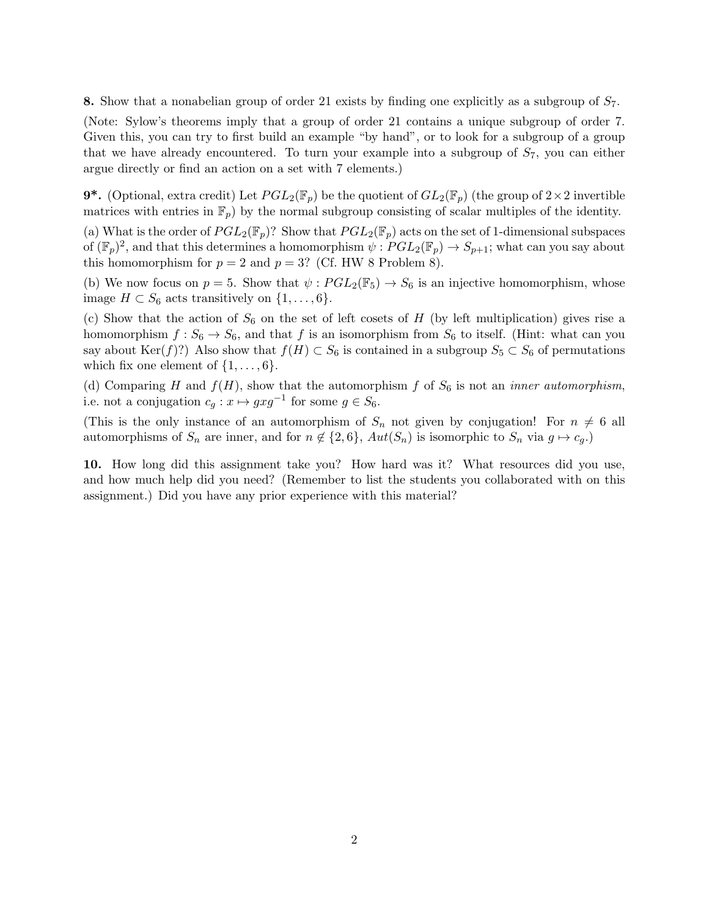**8.** Show that a nonabelian group of order 21 exists by finding one explicitly as a subgroup of $S_7$.

(Note: Sylow's theorems imply that a group of order 21 contains a unique subgroup of order 7. Given this, you can try to first build an example "by hand", or to look for a subgroup of a group that we have already encountered. To turn your example into a subgroup of $S_7$, you can either argue directly or find an action on a set with 7 elements.)

**9*.** (Optional, extra credit) Let $PGL_2(\mathbb{F}_p)$ be the quotient of $GL_2(\mathbb{F}_p)$ (the group of $2 \times 2$ invertible matrices with entries in $\mathbb{F}_p$) by the normal subgroup consisting of scalar multiples of the identity.

(a) What is the order of $PGL_2(\mathbb{F}_p)$? Show that $PGL_2(\mathbb{F}_p)$ acts on the set of 1-dimensional subspaces of $(\mathbb{F}_p)^2$, and that this determines a homomorphism $\psi : PGL_2(\mathbb{F}_p) \to S_{p+1}$; what can you say about this homomorphism for $p = 2$ and $p = 3$? (Cf. HW 8 Problem 8).

(b) We now focus on $p = 5$. Show that $\psi : PGL_2(\mathbb{F}_5) \to S_6$ is an injective homomorphism, whose image $H \subset S_6$ acts transitively on $\{1, \ldots, 6\}$.

(c) Show that the action of $S_6$ on the set of left cosets of $H$ (by left multiplication) gives rise a homomorphism $f : S_6 \to S_6$, and that $f$ is an isomorphism from $S_6$ to itself. (Hint: what can you say about $\text{Ker}(f)$?) Also show that $f(H) \subset S_6$ is contained in a subgroup $S_5 \subset S_6$ of permutations which fix one element of $\{1, \ldots, 6\}$.

(d) Comparing $H$ and $f(H)$, show that the automorphism $f$ of $S_6$ is not an *inner automorphism*, i.e. not a conjugation $c_g : x \mapsto gxg^{-1}$ for some $g \in S_6$.

(This is the only instance of an automorphism of $S_n$ not given by conjugation! For $n \neq 6$ all automorphisms of $S_n$ are inner, and for $n \notin \{2, 6\}$, $Aut(S_n)$ is isomorphic to $S_n$ via $g \mapsto c_g$.)

**10.** How long did this assignment take you? How hard was it? What resources did you use, and how much help did you need? (Remember to list the students you collaborated with on this assignment.) Did you have any prior experience with this material?